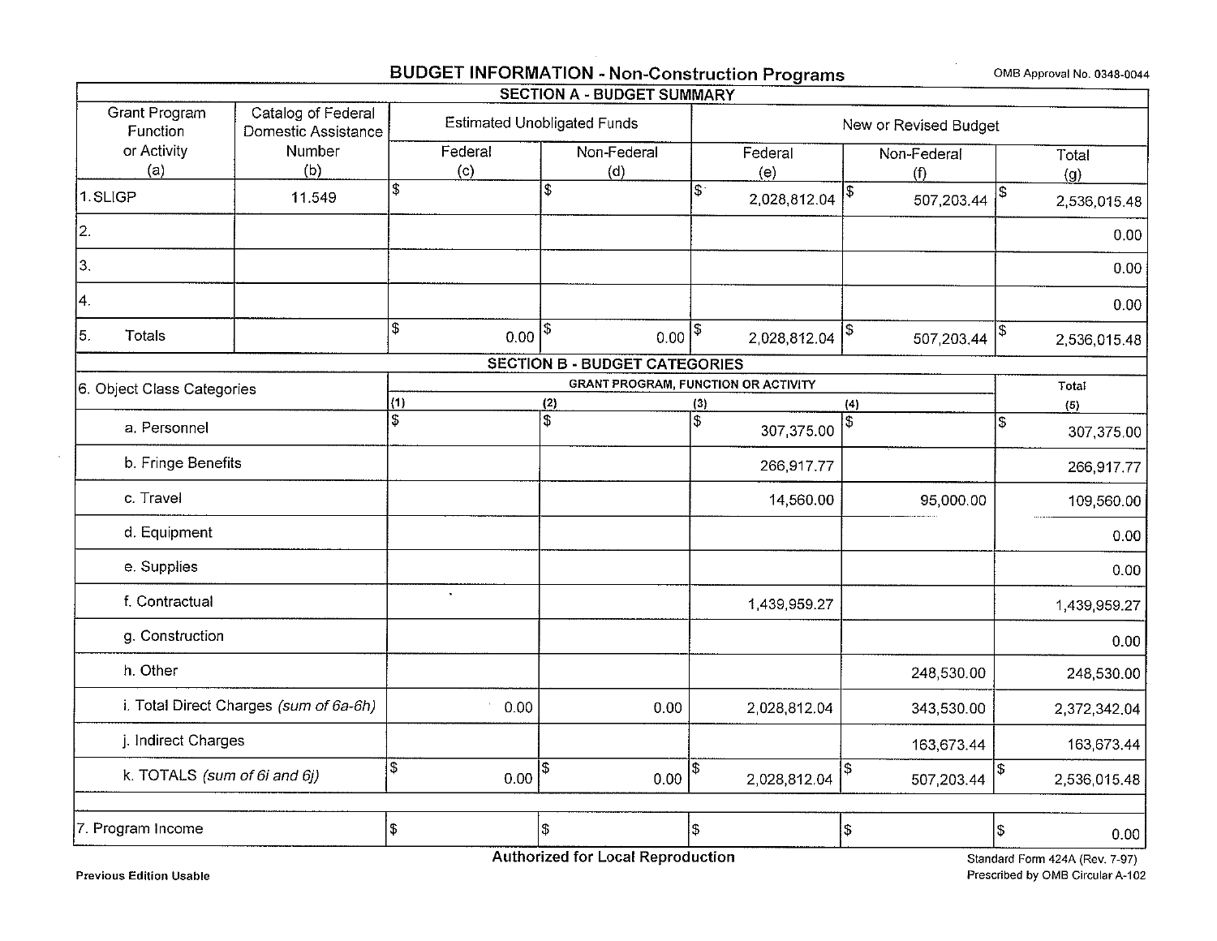# BUDGET INFORMATION - Non-Construction Programs

OMB Approval No. 0348-0044

## SECTION A - BUDGET SUMMARY

| Grant Program Function or Activity (a) | Catalog of Federal Domestic Assistance Number (b) | Estimated Unobligated Funds | | New or Revised Budget | | |
|---|---|---|---|---|---|---|
| | | Federal (c) | Non-Federal (d) | Federal (e) | Non-Federal (f) | Total (g) |
| 1. SLIGP | 11.549 | $ | $ | $ 2,028,812.04 | $ 507,203.44 | $ 2,536,015.48 |
| 2. | | | | | | 0.00 |
| 3. | | | | | | 0.00 |
| 4. | | | | | | 0.00 |
| 5. Totals | | $ 0.00 | $ 0.00 | $ 2,028,812.04 | $ 507,203.44 | $ 2,536,015.48 |

## SECTION B - BUDGET CATEGORIES

| 6. Object Class Categories | GRANT PROGRAM, FUNCTION OR ACTIVITY | | | | Total |
|---|---|---|---|---|---|
| | (1) | (2) | (3) | (4) | (5) |
| a. Personnel | $ | $ | $ 307,375.00 | $ | $ 307,375.00 |
| b. Fringe Benefits | | | 266,917.77 | | 266,917.77 |
| c. Travel | | | 14,560.00 | 95,000.00 | 109,560.00 |
| d. Equipment | | | | | 0.00 |
| e. Supplies | | | | | 0.00 |
| f. Contractual | | | 1,439,959.27 | | 1,439,959.27 |
| g. Construction | | | | | 0.00 |
| h. Other | | | | 248,530.00 | 248,530.00 |
| i. Total Direct Charges *(sum of 6a-6h)* | 0.00 | 0.00 | 2,028,812.04 | 343,530.00 | 2,372,342.04 |
| j. Indirect Charges | | | | 163,673.44 | 163,673.44 |
| k. TOTALS *(sum of 6i and 6j)* | $ 0.00 | $ 0.00 | $ 2,028,812.04 | $ 507,203.44 | $ 2,536,015.48 |
| | | | | | |
| 7. Program Income | $ | $ | $ | $ | $ 0.00 |

**Authorized for Local Reproduction**

**Previous Edition Usable**

Standard Form 424A (Rev. 7-97)
Prescribed by OMB Circular A-102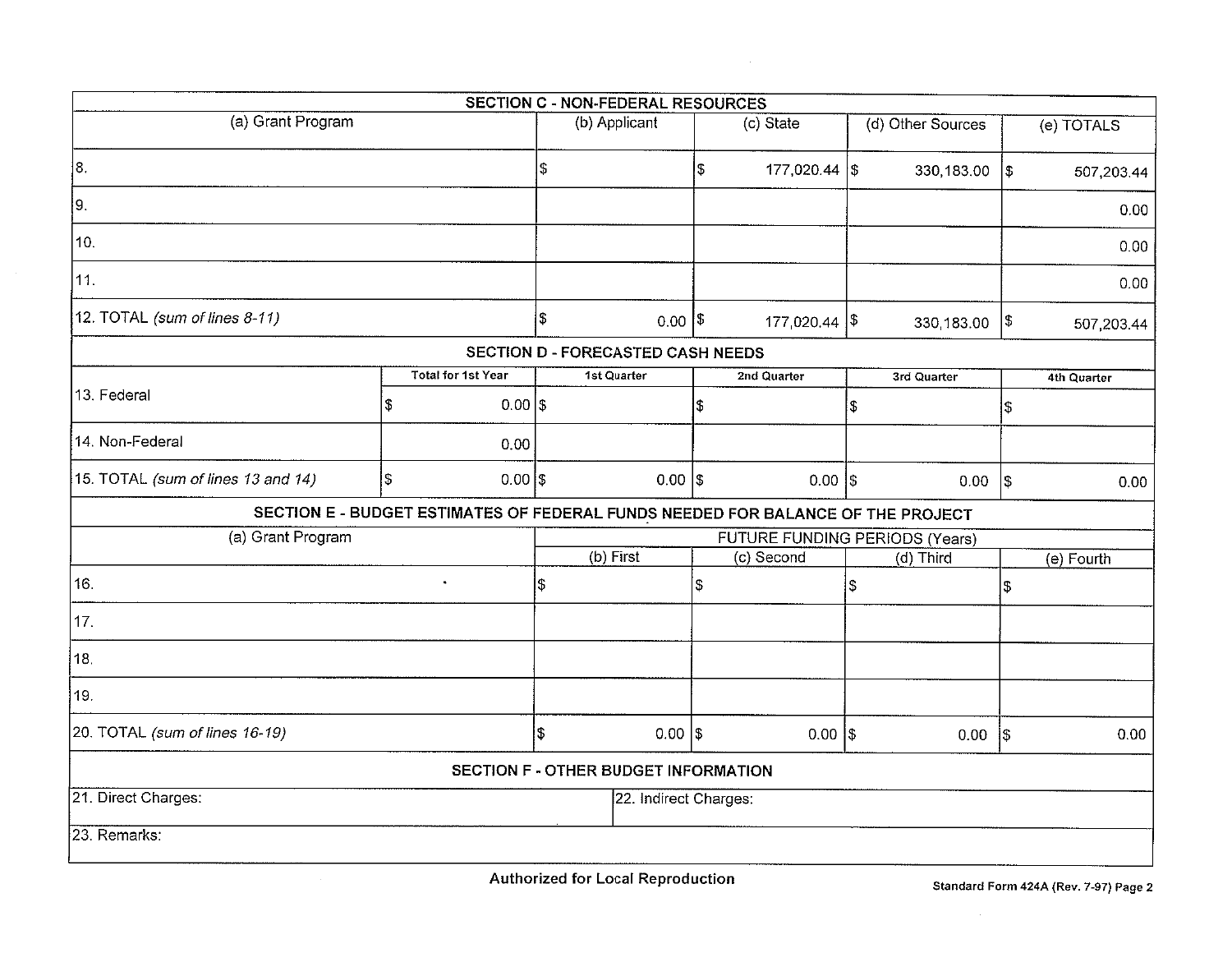## SECTION C - NON-FEDERAL RESOURCES

| (a) Grant Program | (b) Applicant | (c) State | (d) Other Sources | (e) TOTALS |
|---|---|---|---|---|
| 8. | $ | $ 177,020.44 | $ 330,183.00 | $ 507,203.44 |
| 9. | | | | 0.00 |
| 10. | | | | 0.00 |
| 11. | | | | 0.00 |
| 12. TOTAL *(sum of lines 8-11)* | $ 0.00 | $ 177,020.44 | $ 330,183.00 | $ 507,203.44 |

## SECTION D - FORECASTED CASH NEEDS

| | Total for 1st Year | 1st Quarter | 2nd Quarter | 3rd Quarter | 4th Quarter |
|---|---|---|---|---|---|
| 13. Federal | $ 0.00 | $ | $ | $ | $ |
| 14. Non-Federal | 0.00 | | | | |
| 15. TOTAL *(sum of lines 13 and 14)* | $ 0.00 | $ 0.00 | $ 0.00 | $ 0.00 | $ 0.00 |

## SECTION E - BUDGET ESTIMATES OF FEDERAL FUNDS NEEDED FOR BALANCE OF THE PROJECT

| (a) Grant Program | FUTURE FUNDING PERIODS (Years) | | | |
|---|---|---|---|---|
| | (b) First | (c) Second | (d) Third | (e) Fourth |
| 16. | $ | $ | $ | $ |
| 17. | | | | |
| 18. | | | | |
| 19. | | | | |
| 20. TOTAL *(sum of lines 16-19)* | $ 0.00 | $ 0.00 | $ 0.00 | $ 0.00 |

## SECTION F - OTHER BUDGET INFORMATION

| 21. Direct Charges: | 22. Indirect Charges: |
|---|---|
| 23. Remarks: | |

**Authorized for Local Reproduction**

Standard Form 424A (Rev. 7-97) Page 2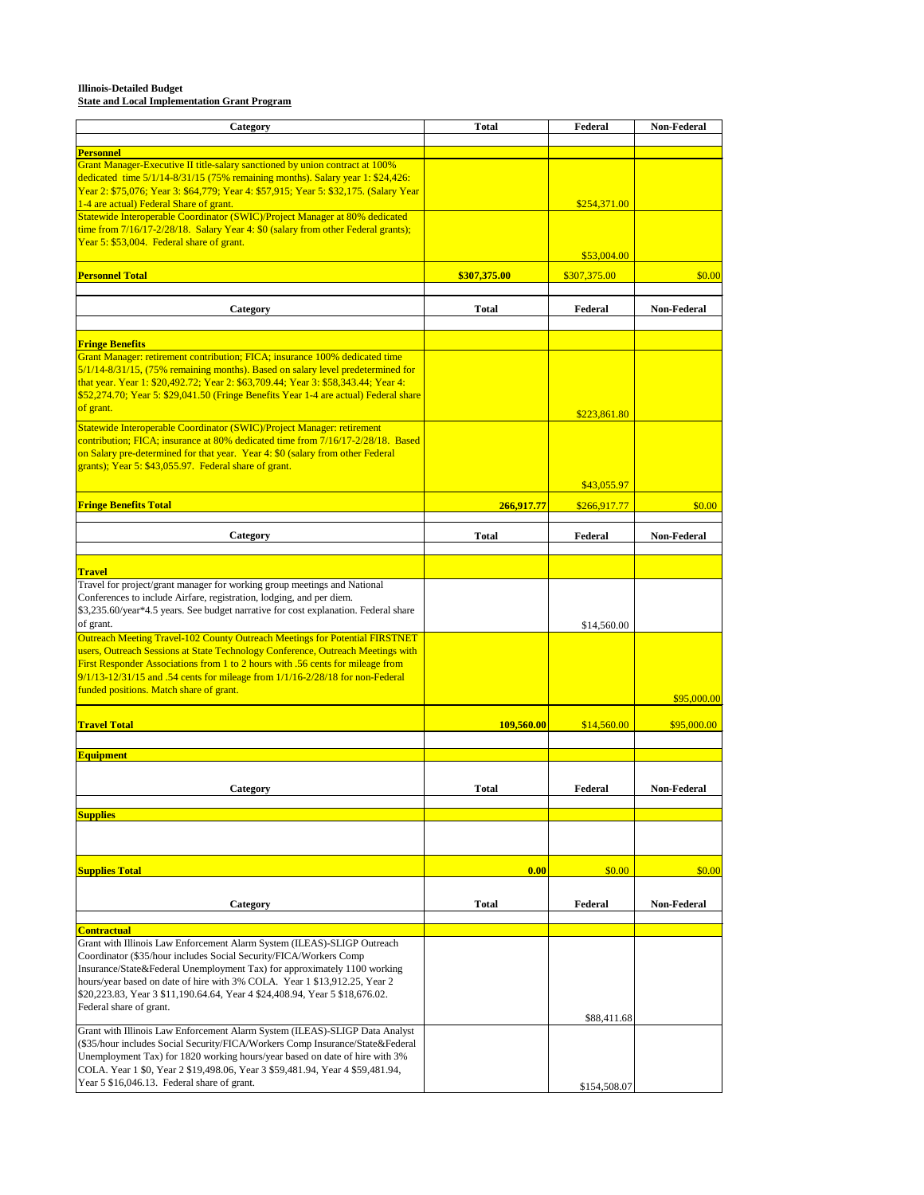**Illinois-Detailed Budget**

**State and Local Implementation Grant Program**

| Category | Total | Federal | Non-Federal |
|---|---|---|---|
| **Personnel** | | | |
| Grant Manager-Executive II title-salary sanctioned by union contract at 100% dedicated time 5/1/14-8/31/15 (75% remaining months). Salary year 1: $24,426: Year 2: $75,076; Year 3: $64,779; Year 4: $57,915; Year 5: $32,175. (Salary Year 1-4 are actual) Federal Share of grant. | | $254,371.00 | |
| Statewide Interoperable Coordinator (SWIC)/Project Manager at 80% dedicated time from 7/16/17-2/28/18. Salary Year 4: $0 (salary from other Federal grants); Year 5: $53,004. Federal share of grant. | | $53,004.00 | |
| **Personnel Total** | **$307,375.00** | $307,375.00 | $0.00 |

| Category | Total | Federal | Non-Federal |
|---|---|---|---|
| **Fringe Benefits** | | | |
| Grant Manager: retirement contribution; FICA; insurance 100% dedicated time 5/1/14-8/31/15, (75% remaining months). Based on salary level predetermined for that year. Year 1: $20,492.72; Year 2: $63,709.44; Year 3: $58,343.44; Year 4: $52,274.70; Year 5: $29,041.50 (Fringe Benefits Year 1-4 are actual) Federal share of grant. | | $223,861.80 | |
| Statewide Interoperable Coordinator (SWIC)/Project Manager: retirement contribution; FICA; insurance at 80% dedicated time from 7/16/17-2/28/18. Based on Salary pre-determined for that year. Year 4: $0 (salary from other Federal grants); Year 5: $43,055.97. Federal share of grant. | | $43,055.97 | |
| **Fringe Benefits Total** | **266,917.77** | $266,917.77 | $0.00 |

| Category | Total | Federal | Non-Federal |
|---|---|---|---|
| **Travel** | | | |
| Travel for project/grant manager for working group meetings and National Conferences to include Airfare, registration, lodging, and per diem. $3,235.60/year*4.5 years. See budget narrative for cost explanation. Federal share of grant. | | $14,560.00 | |
| Outreach Meeting Travel-102 County Outreach Meetings for Potential FIRSTNET users, Outreach Sessions at State Technology Conference, Outreach Meetings with First Responder Associations from 1 to 2 hours with .56 cents for mileage from 9/1/13-12/31/15 and .54 cents for mileage from 1/1/16-2/28/18 for non-Federal funded positions. Match share of grant. | | | $95,000.00 |
| **Travel Total** | **109,560.00** | $14,560.00 | $95,000.00 |
| **Equipment** | | | |

| Category | Total | Federal | Non-Federal |
|---|---|---|---|
| **Supplies** | | | |
| **Supplies Total** | **0.00** | $0.00 | $0.00 |

| Category | Total | Federal | Non-Federal |
|---|---|---|---|
| **Contractual** | | | |
| Grant with Illinois Law Enforcement Alarm System (ILEAS)-SLIGP Outreach Coordinator ($35/hour includes Social Security/FICA/Workers Comp Insurance/State&Federal Unemployment Tax) for approximately 1100 working hours/year based on date of hire with 3% COLA. Year 1 $13,912.25, Year 2 $20,223.83, Year 3 $11,190.64, Year 4 $24,408.94, Year 5 $18,676.02. Federal share of grant. | | $88,411.68 | |
| Grant with Illinois Law Enforcement Alarm System (ILEAS)-SLIGP Data Analyst ($35/hour includes Social Security/FICA/Workers Comp Insurance/State&Federal Unemployment Tax) for 1820 working hours/year based on date of hire with 3% COLA. Year 1 $0, Year 2 $19,498.06, Year 3 $59,481.94, Year 4 $59,481.94, Year 5 $16,046.13. Federal share of grant. | | $154,508.07 | |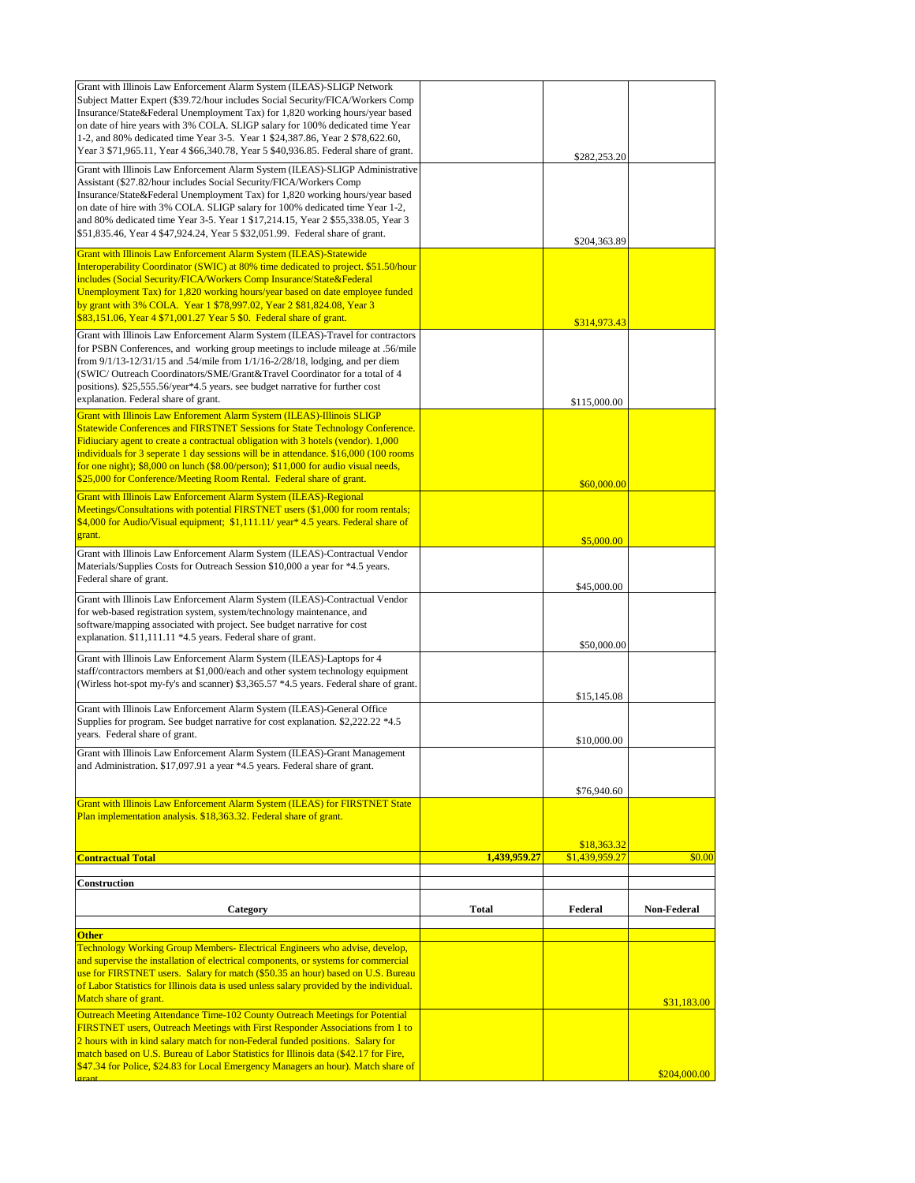| | | | |
|---|---|---|---|
| Grant with Illinois Law Enforcement Alarm System (ILEAS)-SLIGP Network Subject Matter Expert ($39.72/hour includes Social Security/FICA/Workers Comp Insurance/State&Federal Unemployment Tax) for 1,820 working hours/year based on date of hire years with 3% COLA. SLIGP salary for 100% dedicated time Year 1-2, and 80% dedicated time Year 3-5. Year 1 $24,387.86, Year 2 $78,622.60, Year 3 $71,965.11, Year 4 $66,340.78, Year 5 $40,936.85. Federal share of grant. | | $282,253.20 | |
| Grant with Illinois Law Enforcement Alarm System (ILEAS)-SLIGP Administrative Assistant ($27.82/hour includes Social Security/FICA/Workers Comp Insurance/State&Federal Unemployment Tax) for 1,820 working hours/year based on date of hire with 3% COLA. SLIGP salary for 100% dedicated time Year 1-2, and 80% dedicated time Year 3-5. Year 1 $17,214.15, Year 2 $55,338.05, Year 3 $51,835.46, Year 4 $47,924.24, Year 5 $32,051.99. Federal share of grant. | | $204,363.89 | |
| Grant with Illinois Law Enforcement Alarm System (ILEAS)-Statewide Interoperability Coordinator (SWIC) at 80% time dedicated to project. $51.50/hour includes (Social Security/FICA/Workers Comp Insurance/State&Federal Unemployment Tax) for 1,820 working hours/year based on date employee funded by grant with 3% COLA. Year 1 $78,997.02, Year 2 $81,824.08, Year 3 $83,151.06, Year 4 $71,001.27 Year 5 $0. Federal share of grant. | | $314,973.43 | |
| Grant with Illinois Law Enforcement Alarm System (ILEAS)-Travel for contractors for PSBN Conferences, and working group meetings to include mileage at .56/mile from 9/1/13-12/31/15 and .54/mile from 1/1/16-2/28/18, lodging, and per diem (SWIC/ Outreach Coordinators/SME/Grant&Travel Coordinator for a total of 4 positions). $25,555.56/year*4.5 years. see budget narrative for further cost explanation. Federal share of grant. | | $115,000.00 | |
| Grant with Illinois Law Enforement Alarm System (ILEAS)-Illinois SLIGP Statewide Conferences and FIRSTNET Sessions for State Technology Conference. Fidiuciary agent to create a contractual obligation with 3 hotels (vendor). 1,000 individuals for 3 seperate 1 day sessions will be in attendance. $16,000 (100 rooms for one night); $8,000 on lunch ($8.00/person); $11,000 for audio visual needs, $25,000 for Conference/Meeting Room Rental. Federal share of grant. | | $60,000.00 | |
| Grant with Illinois Law Enforcement Alarm System (ILEAS)-Regional Meetings/Consultations with potential FIRSTNET users ($1,000 for room rentals; $4,000 for Audio/Visual equipment; $1,111.11/ year* 4.5 years. Federal share of grant. | | $5,000.00 | |
| Grant with Illinois Law Enforcement Alarm System (ILEAS)-Contractual Vendor Materials/Supplies Costs for Outreach Session $10,000 a year for *4.5 years. Federal share of grant. | | $45,000.00 | |
| Grant with Illinois Law Enforcement Alarm System (ILEAS)-Contractual Vendor for web-based registration system, system/technology maintenance, and software/mapping associated with project. See budget narrative for cost explanation. $11,111.11 *4.5 years. Federal share of grant. | | $50,000.00 | |
| Grant with Illinois Law Enforcement Alarm System (ILEAS)-Laptops for 4 staff/contractors members at $1,000/each and other system technology equipment (Wirless hot-spot my-fy's and scanner) $3,365.57 *4.5 years. Federal share of grant. | | $15,145.08 | |
| Grant with Illinois Law Enforcement Alarm System (ILEAS)-General Office Supplies for program. See budget narrative for cost explanation. $2,222.22 *4.5 years. Federal share of grant. | | $10,000.00 | |
| Grant with Illinois Law Enforcement Alarm System (ILEAS)-Grant Management and Administration. $17,097.91 a year *4.5 years. Federal share of grant. | | $76,940.60 | |
| Grant with Illinois Law Enforcement Alarm System (ILEAS) for FIRSTNET State Plan implementation analysis. $18,363.32. Federal share of grant. | | $18,363.32 | |
| **Contractual Total** | 1,439,959.27 | $1,439,959.27 | $0.00 |
| | | | |
| **Construction** | | | |
| **Category** | **Total** | **Federal** | **Non-Federal** |
| | | | |
| **Other** | | | |
| Technology Working Group Members- Electrical Engineers who advise, develop, and supervise the installation of electrical components, or systems for commercial use for FIRSTNET users. Salary for match ($50.35 an hour) based on U.S. Bureau of Labor Statistics for Illinois data is used unless salary provided by the individual. Match share of grant. | | | $31,183.00 |
| Outreach Meeting Attendance Time-102 County Outreach Meetings for Potential FIRSTNET users, Outreach Meetings with First Responder Associations from 1 to 2 hours with in kind salary match for non-Federal funded positions. Salary for match based on U.S. Bureau of Labor Statistics for Illinois data ($42.17 for Fire, $47.34 for Police, $24.83 for Local Emergency Managers an hour). Match share of grant. | | | $204,000.00 |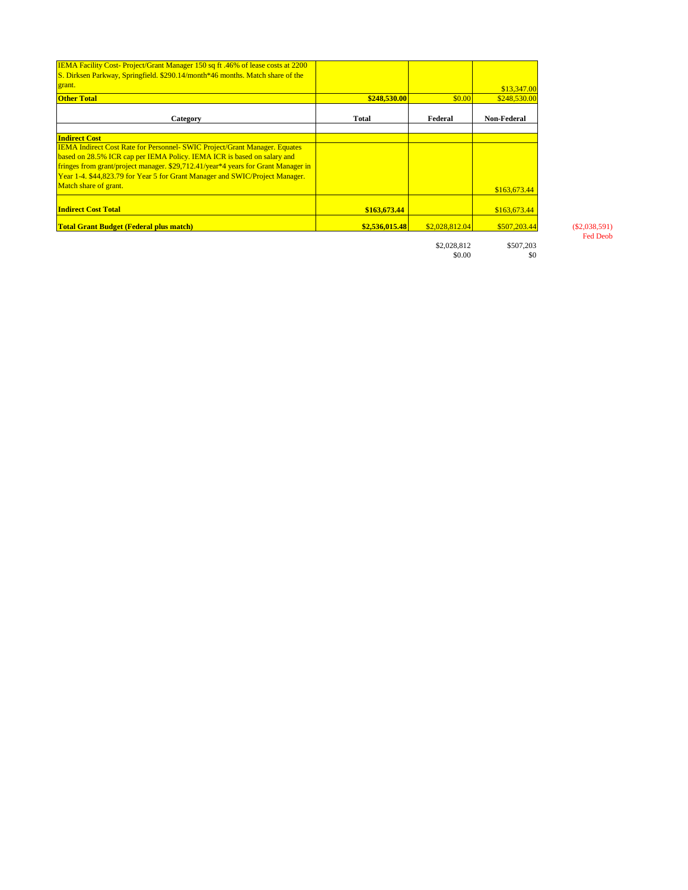| | | | |
|---|---|---|---|
| IEMA Facility Cost- Project/Grant Manager 150 sq ft .46% of lease costs at 2200 S. Dirksen Parkway, Springfield. $290.14/month*46 months. Match share of the grant. | | | $13,347.00 |
| **Other Total** | **$248,530.00** | $0.00 | $248,530.00 |
| **Category** | **Total** | **Federal** | **Non-Federal** |
| | | | |
| **Indirect Cost** | | | |
| IEMA Indirect Cost Rate for Personnel- SWIC Project/Grant Manager. Equates based on 28.5% ICR cap per IEMA Policy. IEMA ICR is based on salary and fringes from grant/project manager. $29,712.41/year*4 years for Grant Manager in Year 1-4. $44,823.79 for Year 5 for Grant Manager and SWIC/Project Manager. Match share of grant. | | | $163,673.44 |
| **Indirect Cost Total** | **$163,673.44** | | $163,673.44 |
| **Total Grant Budget (Federal plus match)** | **$2,536,015.48** | $2,028,812.04 | $507,203.44 |

($2,038,591)
Fed Deob

| | |
|---|---|
| $2,028,812 | $507,203 |
| $0.00 | $0 |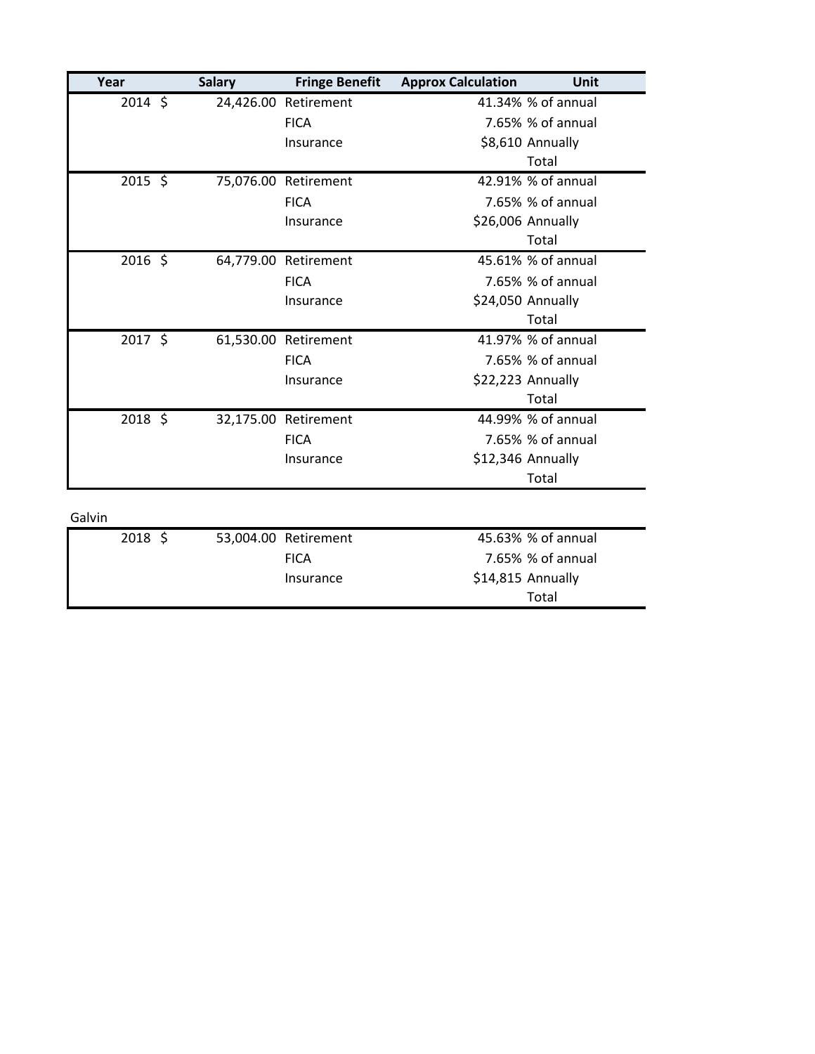| Year | Salary | Fringe Benefit | Approx Calculation | Unit |
|---|---|---|---|---|
| 2014 | $ 24,426.00 | Retirement | 41.34% | % of annual |
| | | FICA | 7.65% | % of annual |
| | | Insurance | $8,610 | Annually |
| | | | | Total |
| 2015 | $ 75,076.00 | Retirement | 42.91% | % of annual |
| | | FICA | 7.65% | % of annual |
| | | Insurance | $26,006 | Annually |
| | | | | Total |
| 2016 | $ 64,779.00 | Retirement | 45.61% | % of annual |
| | | FICA | 7.65% | % of annual |
| | | Insurance | $24,050 | Annually |
| | | | | Total |
| 2017 | $ 61,530.00 | Retirement | 41.97% | % of annual |
| | | FICA | 7.65% | % of annual |
| | | Insurance | $22,223 | Annually |
| | | | | Total |
| 2018 | $ 32,175.00 | Retirement | 44.99% | % of annual |
| | | FICA | 7.65% | % of annual |
| | | Insurance | $12,346 | Annually |
| | | | | Total |

Galvin

| Year | Salary | Fringe Benefit | Approx Calculation | Unit |
|---|---|---|---|---|
| 2018 | $ 53,004.00 | Retirement | 45.63% | % of annual |
| | | FICA | 7.65% | % of annual |
| | | Insurance | $14,815 | Annually |
| | | | | Total |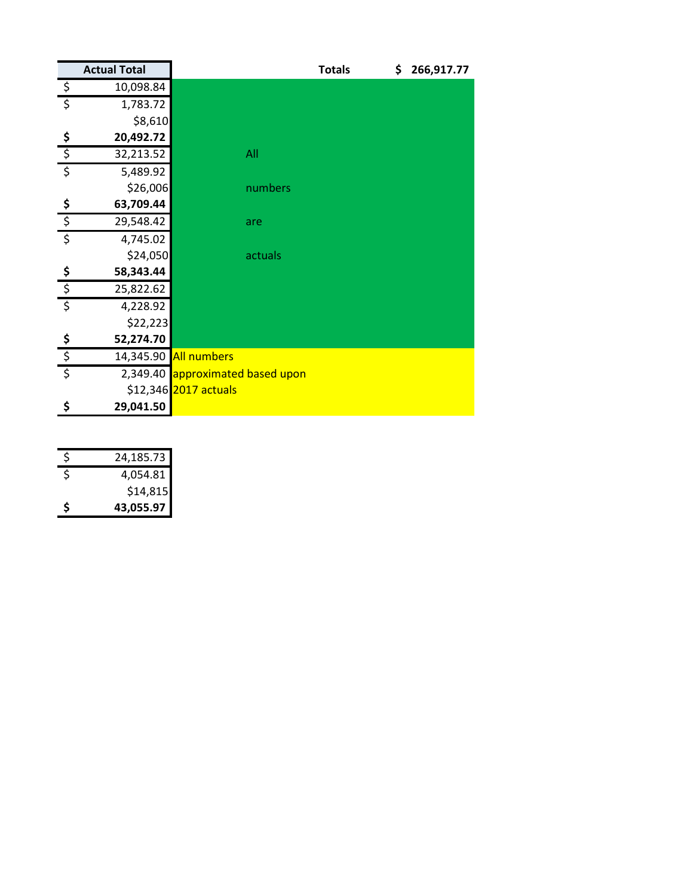| Actual Total | | Totals | $ 266,917.77 |
|---|---|---|---|
| $ 10,098.84 | | | |
| $ 1,783.72 | | | |
| $8,610 | | | |
| **$ 20,492.72** | | | |
| $ 32,213.52 | All | | |
| $ 5,489.92 | | | |
| $26,006 | numbers | | |
| **$ 63,709.44** | | | |
| $ 29,548.42 | are | | |
| $ 4,745.02 | | | |
| $24,050 | actuals | | |
| **$ 58,343.44** | | | |
| $ 25,822.62 | | | |
| $ 4,228.92 | | | |
| $22,223 | | | |
| **$ 52,274.70** | | | |
| $ 14,345.90 | All numbers | | |
| $ 2,349.40 | approximated based upon | | |
| $12,346 | 2017 actuals | | |
| **$ 29,041.50** | | | |

| | |
|---|---|
| $ | 24,185.73 |
| $ | 4,054.81 |
| | $14,815 |
| **$** | **43,055.97** |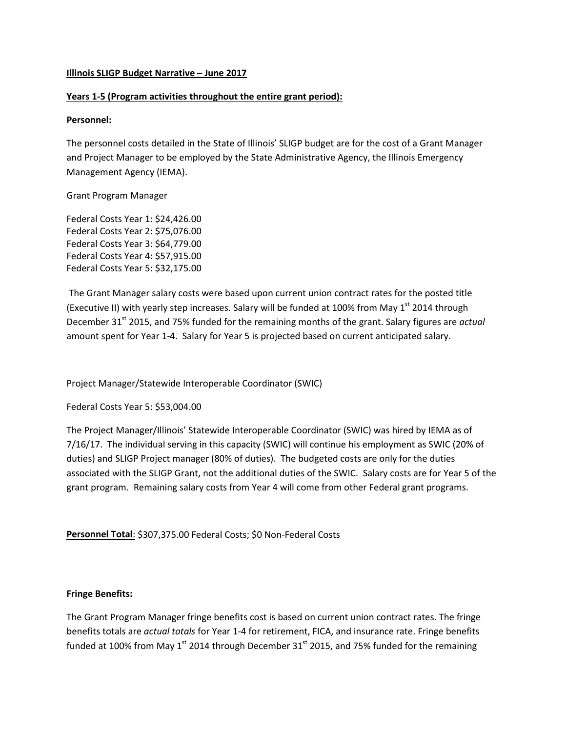**Illinois SLIGP Budget Narrative – June 2017**

**Years 1-5 (Program activities throughout the entire grant period):**

**Personnel:**

The personnel costs detailed in the State of Illinois' SLIGP budget are for the cost of a Grant Manager and Project Manager to be employed by the State Administrative Agency, the Illinois Emergency Management Agency (IEMA).

Grant Program Manager

Federal Costs Year 1: $24,426.00
Federal Costs Year 2: $75,076.00
Federal Costs Year 3: $64,779.00
Federal Costs Year 4: $57,915.00
Federal Costs Year 5: $32,175.00

The Grant Manager salary costs were based upon current union contract rates for the posted title (Executive II) with yearly step increases. Salary will be funded at 100% from May 1st 2014 through December 31st 2015, and 75% funded for the remaining months of the grant. Salary figures are *actual* amount spent for Year 1-4. Salary for Year 5 is projected based on current anticipated salary.

Project Manager/Statewide Interoperable Coordinator (SWIC)

Federal Costs Year 5: $53,004.00

The Project Manager/Illinois' Statewide Interoperable Coordinator (SWIC) was hired by IEMA as of 7/16/17. The individual serving in this capacity (SWIC) will continue his employment as SWIC (20% of duties) and SLIGP Project manager (80% of duties). The budgeted costs are only for the duties associated with the SLIGP Grant, not the additional duties of the SWIC. Salary costs are for Year 5 of the grant program. Remaining salary costs from Year 4 will come from other Federal grant programs.

**Personnel Total**: $307,375.00 Federal Costs; $0 Non-Federal Costs

**Fringe Benefits:**

The Grant Program Manager fringe benefits cost is based on current union contract rates. The fringe benefits totals are *actual totals* for Year 1-4 for retirement, FICA, and insurance rate. Fringe benefits funded at 100% from May 1st 2014 through December 31st 2015, and 75% funded for the remaining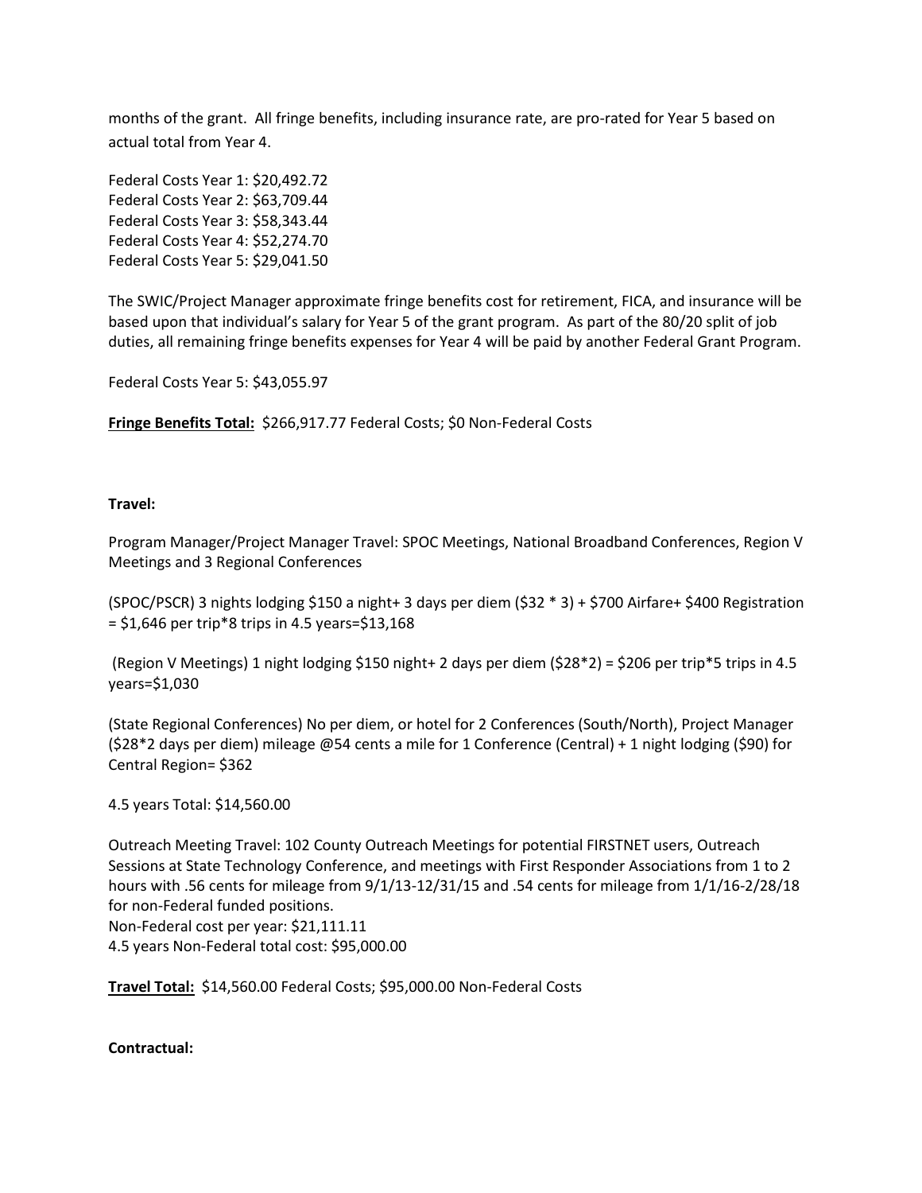months of the grant. All fringe benefits, including insurance rate, are pro-rated for Year 5 based on actual total from Year 4.

Federal Costs Year 1: $20,492.72
Federal Costs Year 2: $63,709.44
Federal Costs Year 3: $58,343.44
Federal Costs Year 4: $52,274.70
Federal Costs Year 5: $29,041.50

The SWIC/Project Manager approximate fringe benefits cost for retirement, FICA, and insurance will be based upon that individual's salary for Year 5 of the grant program. As part of the 80/20 split of job duties, all remaining fringe benefits expenses for Year 4 will be paid by another Federal Grant Program.

Federal Costs Year 5: $43,055.97

**Fringe Benefits Total:** $266,917.77 Federal Costs; $0 Non-Federal Costs

**Travel:**

Program Manager/Project Manager Travel: SPOC Meetings, National Broadband Conferences, Region V Meetings and 3 Regional Conferences

(SPOC/PSCR) 3 nights lodging $150 a night+ 3 days per diem ($32 * 3) + $700 Airfare+ $400 Registration = $1,646 per trip*8 trips in 4.5 years=$13,168

(Region V Meetings) 1 night lodging $150 night+ 2 days per diem ($28*2) = $206 per trip*5 trips in 4.5 years=$1,030

(State Regional Conferences) No per diem, or hotel for 2 Conferences (South/North), Project Manager ($28*2 days per diem) mileage @54 cents a mile for 1 Conference (Central) + 1 night lodging ($90) for Central Region= $362

4.5 years Total: $14,560.00

Outreach Meeting Travel: 102 County Outreach Meetings for potential FIRSTNET users, Outreach Sessions at State Technology Conference, and meetings with First Responder Associations from 1 to 2 hours with .56 cents for mileage from 9/1/13-12/31/15 and .54 cents for mileage from 1/1/16-2/28/18 for non-Federal funded positions.
Non-Federal cost per year: $21,111.11
4.5 years Non-Federal total cost: $95,000.00

**Travel Total:** $14,560.00 Federal Costs; $95,000.00 Non-Federal Costs

**Contractual:**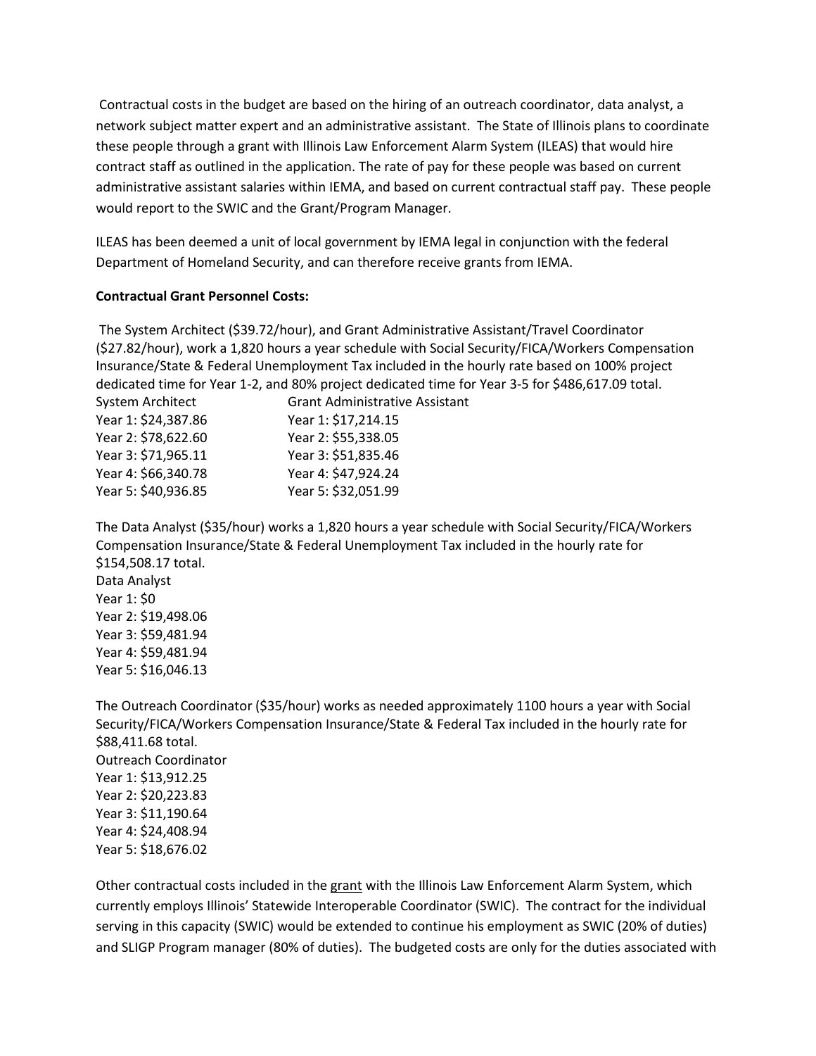Contractual costs in the budget are based on the hiring of an outreach coordinator, data analyst, a network subject matter expert and an administrative assistant. The State of Illinois plans to coordinate these people through a grant with Illinois Law Enforcement Alarm System (ILEAS) that would hire contract staff as outlined in the application. The rate of pay for these people was based on current administrative assistant salaries within IEMA, and based on current contractual staff pay. These people would report to the SWIC and the Grant/Program Manager.

ILEAS has been deemed a unit of local government by IEMA legal in conjunction with the federal Department of Homeland Security, and can therefore receive grants from IEMA.

**Contractual Grant Personnel Costs:**

The System Architect ($39.72/hour), and Grant Administrative Assistant/Travel Coordinator ($27.82/hour), work a 1,820 hours a year schedule with Social Security/FICA/Workers Compensation Insurance/State & Federal Unemployment Tax included in the hourly rate based on 100% project dedicated time for Year 1-2, and 80% project dedicated time for Year 3-5 for $486,617.09 total.

| System Architect | Grant Administrative Assistant |
|---|---|
| Year 1: $24,387.86 | Year 1: $17,214.15 |
| Year 2: $78,622.60 | Year 2: $55,338.05 |
| Year 3: $71,965.11 | Year 3: $51,835.46 |
| Year 4: $66,340.78 | Year 4: $47,924.24 |
| Year 5: $40,936.85 | Year 5: $32,051.99 |

The Data Analyst ($35/hour) works a 1,820 hours a year schedule with Social Security/FICA/Workers Compensation Insurance/State & Federal Unemployment Tax included in the hourly rate for $154,508.17 total.

Data Analyst
Year 1: $0
Year 2: $19,498.06
Year 3: $59,481.94
Year 4: $59,481.94
Year 5: $16,046.13

The Outreach Coordinator ($35/hour) works as needed approximately 1100 hours a year with Social Security/FICA/Workers Compensation Insurance/State & Federal Tax included in the hourly rate for $88,411.68 total.

Outreach Coordinator
Year 1: $13,912.25
Year 2: $20,223.83
Year 3: $11,190.64
Year 4: $24,408.94
Year 5: $18,676.02

Other contractual costs included in the grant with the Illinois Law Enforcement Alarm System, which currently employs Illinois' Statewide Interoperable Coordinator (SWIC). The contract for the individual serving in this capacity (SWIC) would be extended to continue his employment as SWIC (20% of duties) and SLIGP Program manager (80% of duties). The budgeted costs are only for the duties associated with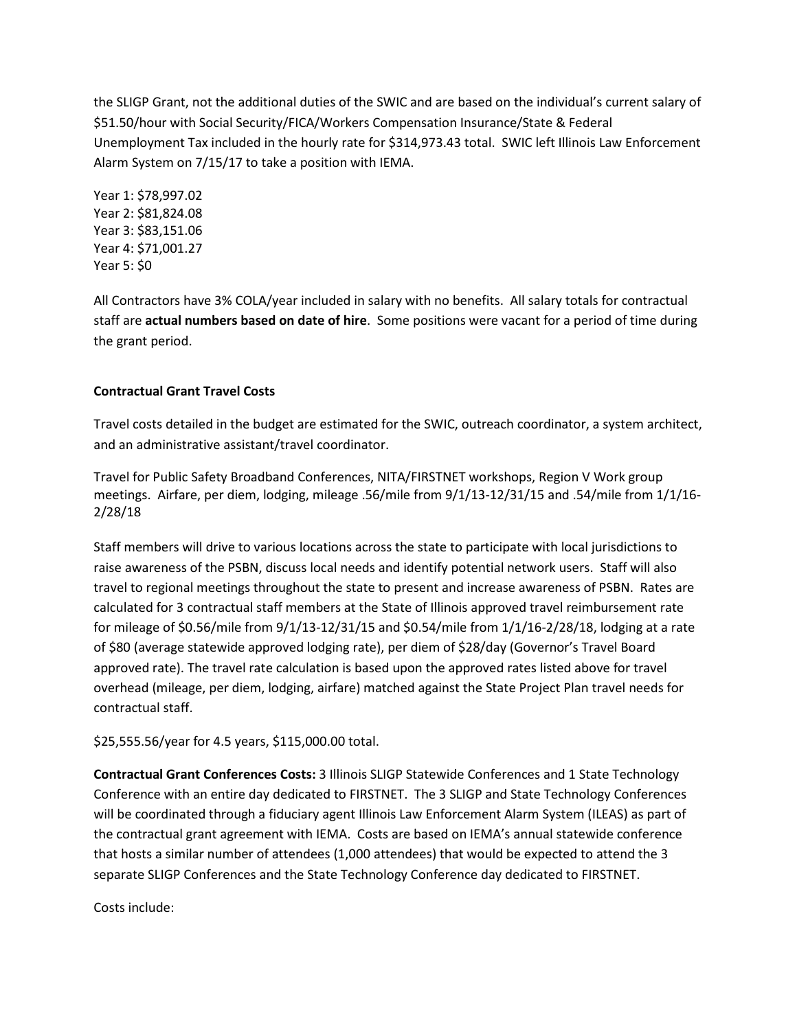the SLIGP Grant, not the additional duties of the SWIC and are based on the individual's current salary of $51.50/hour with Social Security/FICA/Workers Compensation Insurance/State & Federal Unemployment Tax included in the hourly rate for $314,973.43 total. SWIC left Illinois Law Enforcement Alarm System on 7/15/17 to take a position with IEMA.

Year 1: $78,997.02
Year 2: $81,824.08
Year 3: $83,151.06
Year 4: $71,001.27
Year 5: $0

All Contractors have 3% COLA/year included in salary with no benefits. All salary totals for contractual staff are **actual numbers based on date of hire**. Some positions were vacant for a period of time during the grant period.

**Contractual Grant Travel Costs**

Travel costs detailed in the budget are estimated for the SWIC, outreach coordinator, a system architect, and an administrative assistant/travel coordinator.

Travel for Public Safety Broadband Conferences, NITA/FIRSTNET workshops, Region V Work group meetings. Airfare, per diem, lodging, mileage .56/mile from 9/1/13-12/31/15 and .54/mile from 1/1/16-2/28/18

Staff members will drive to various locations across the state to participate with local jurisdictions to raise awareness of the PSBN, discuss local needs and identify potential network users. Staff will also travel to regional meetings throughout the state to present and increase awareness of PSBN. Rates are calculated for 3 contractual staff members at the State of Illinois approved travel reimbursement rate for mileage of $0.56/mile from 9/1/13-12/31/15 and $0.54/mile from 1/1/16-2/28/18, lodging at a rate of $80 (average statewide approved lodging rate), per diem of $28/day (Governor's Travel Board approved rate). The travel rate calculation is based upon the approved rates listed above for travel overhead (mileage, per diem, lodging, airfare) matched against the State Project Plan travel needs for contractual staff.

$25,555.56/year for 4.5 years, $115,000.00 total.

**Contractual Grant Conferences Costs:** 3 Illinois SLIGP Statewide Conferences and 1 State Technology Conference with an entire day dedicated to FIRSTNET. The 3 SLIGP and State Technology Conferences will be coordinated through a fiduciary agent Illinois Law Enforcement Alarm System (ILEAS) as part of the contractual grant agreement with IEMA. Costs are based on IEMA's annual statewide conference that hosts a similar number of attendees (1,000 attendees) that would be expected to attend the 3 separate SLIGP Conferences and the State Technology Conference day dedicated to FIRSTNET.

Costs include: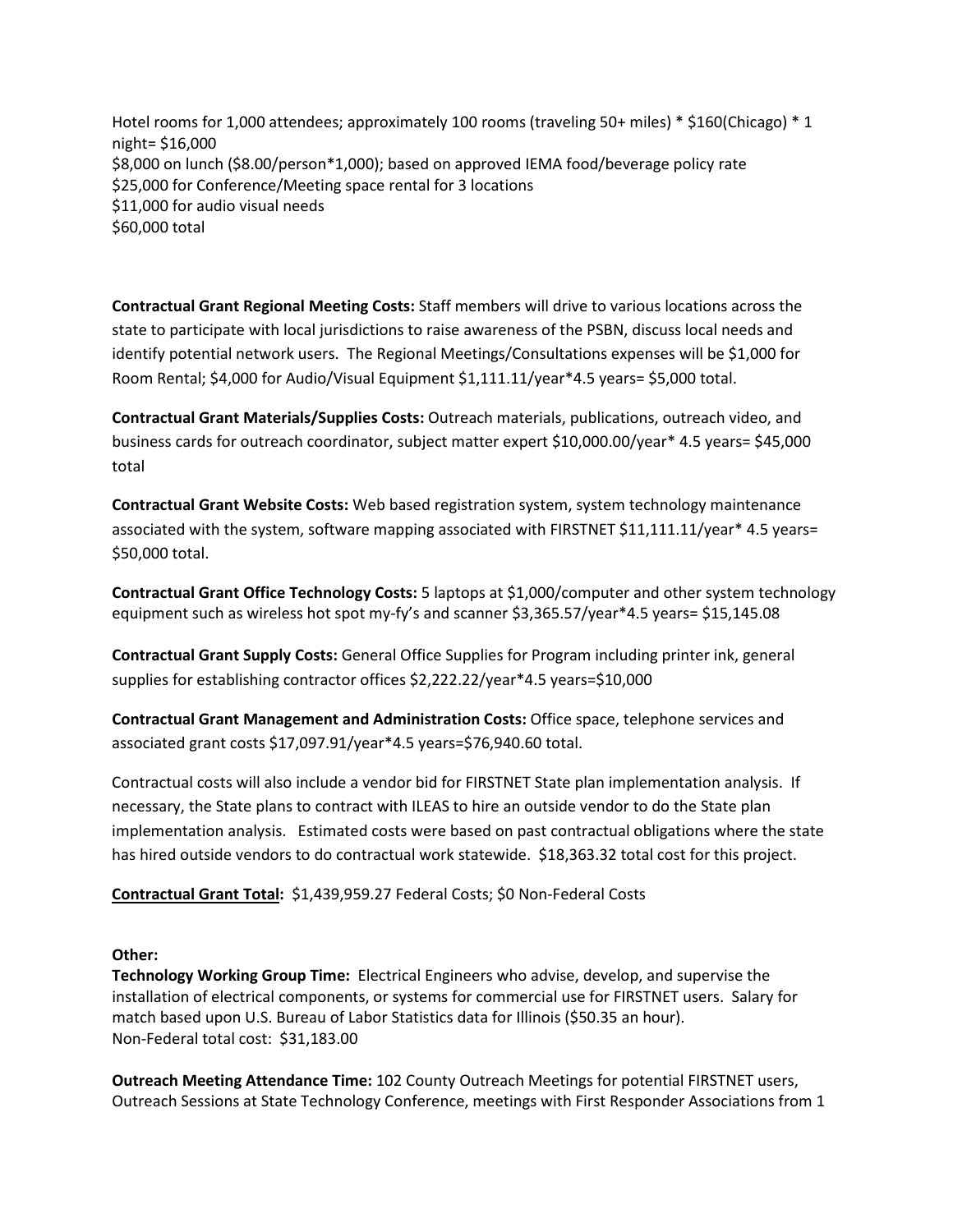Hotel rooms for 1,000 attendees; approximately 100 rooms (traveling 50+ miles) * $160(Chicago) * 1 night= $16,000
$8,000 on lunch ($8.00/person*1,000); based on approved IEMA food/beverage policy rate
$25,000 for Conference/Meeting space rental for 3 locations
$11,000 for audio visual needs
$60,000 total

**Contractual Grant Regional Meeting Costs:** Staff members will drive to various locations across the state to participate with local jurisdictions to raise awareness of the PSBN, discuss local needs and identify potential network users. The Regional Meetings/Consultations expenses will be $1,000 for Room Rental; $4,000 for Audio/Visual Equipment $1,111.11/year*4.5 years= $5,000 total.

**Contractual Grant Materials/Supplies Costs:** Outreach materials, publications, outreach video, and business cards for outreach coordinator, subject matter expert $10,000.00/year* 4.5 years= $45,000 total

**Contractual Grant Website Costs:** Web based registration system, system technology maintenance associated with the system, software mapping associated with FIRSTNET $11,111.11/year* 4.5 years= $50,000 total.

**Contractual Grant Office Technology Costs:** 5 laptops at $1,000/computer and other system technology equipment such as wireless hot spot my-fy's and scanner $3,365.57/year*4.5 years= $15,145.08

**Contractual Grant Supply Costs:** General Office Supplies for Program including printer ink, general supplies for establishing contractor offices $2,222.22/year*4.5 years=$10,000

**Contractual Grant Management and Administration Costs:** Office space, telephone services and associated grant costs $17,097.91/year*4.5 years=$76,940.60 total.

Contractual costs will also include a vendor bid for FIRSTNET State plan implementation analysis. If necessary, the State plans to contract with ILEAS to hire an outside vendor to do the State plan implementation analysis. Estimated costs were based on past contractual obligations where the state has hired outside vendors to do contractual work statewide. $18,363.32 total cost for this project.

**Contractual Grant Total:** $1,439,959.27 Federal Costs; $0 Non-Federal Costs

**Other:**
**Technology Working Group Time:** Electrical Engineers who advise, develop, and supervise the installation of electrical components, or systems for commercial use for FIRSTNET users. Salary for match based upon U.S. Bureau of Labor Statistics data for Illinois ($50.35 an hour).
Non-Federal total cost: $31,183.00

**Outreach Meeting Attendance Time:** 102 County Outreach Meetings for potential FIRSTNET users, Outreach Sessions at State Technology Conference, meetings with First Responder Associations from 1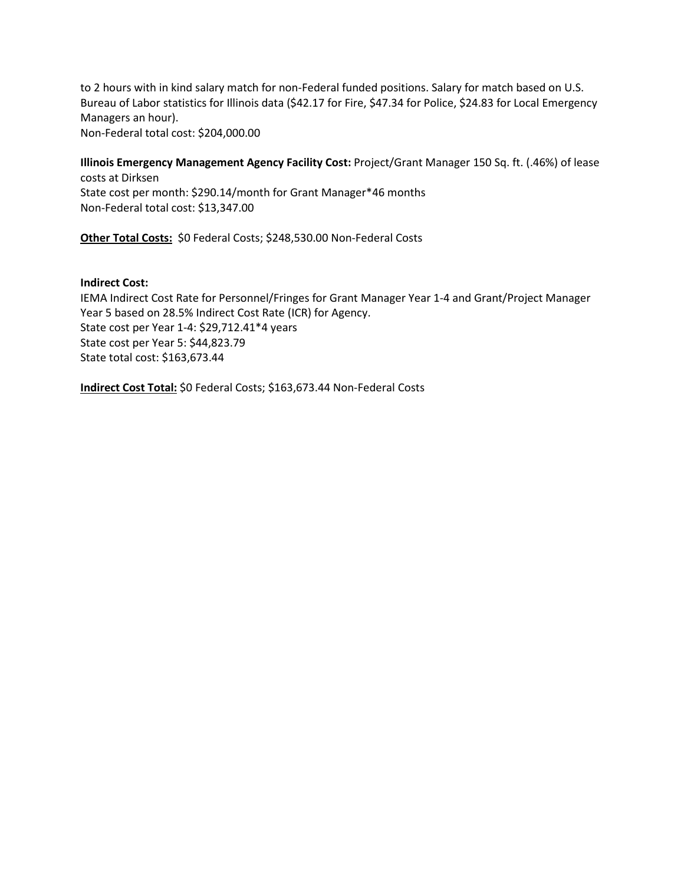to 2 hours with in kind salary match for non-Federal funded positions. Salary for match based on U.S. Bureau of Labor statistics for Illinois data ($42.17 for Fire, $47.34 for Police, $24.83 for Local Emergency Managers an hour).
Non-Federal total cost: $204,000.00

**Illinois Emergency Management Agency Facility Cost:** Project/Grant Manager 150 Sq. ft. (.46%) of lease costs at Dirksen
State cost per month: $290.14/month for Grant Manager*46 months
Non-Federal total cost: $13,347.00

**Other Total Costs:** $0 Federal Costs; $248,530.00 Non-Federal Costs

**Indirect Cost:**
IEMA Indirect Cost Rate for Personnel/Fringes for Grant Manager Year 1-4 and Grant/Project Manager Year 5 based on 28.5% Indirect Cost Rate (ICR) for Agency.
State cost per Year 1-4: $29,712.41*4 years
State cost per Year 5: $44,823.79
State total cost: $163,673.44

**Indirect Cost Total:** $0 Federal Costs; $163,673.44 Non-Federal Costs